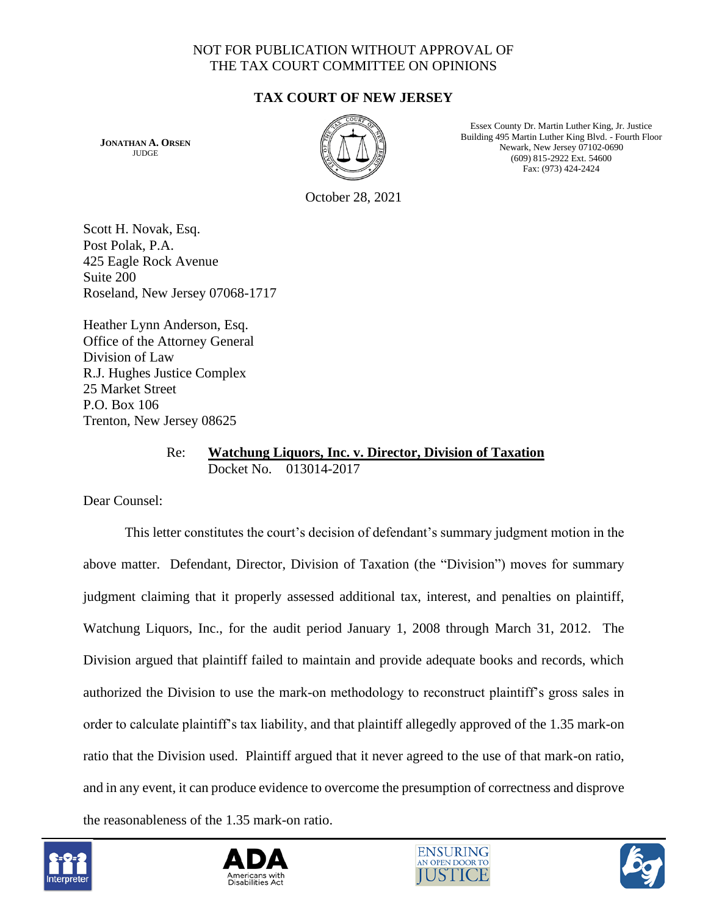NOT FOR PUBLICATION WITHOUT APPROVAL OF
THE TAX COURT COMMITTEE ON OPINIONS

**TAX COURT OF NEW JERSEY**

**JONATHAN A. ORSEN**
JUDGE

Essex County Dr. Martin Luther King, Jr. Justice
Building 495 Martin Luther King Blvd. - Fourth Floor
Newark, New Jersey 07102-0690
(609) 815-2922 Ext. 54600
Fax: (973) 424-2424

October 28, 2021

Scott H. Novak, Esq.
Post Polak, P.A.
425 Eagle Rock Avenue
Suite 200
Roseland, New Jersey 07068-1717

Heather Lynn Anderson, Esq.
Office of the Attorney General
Division of Law
R.J. Hughes Justice Complex
25 Market Street
P.O. Box 106
Trenton, New Jersey 08625

Re: **Watchung Liquors, Inc. v. Director, Division of Taxation**
Docket No. 013014-2017

Dear Counsel:

This letter constitutes the court's decision of defendant's summary judgment motion in the above matter. Defendant, Director, Division of Taxation (the "Division") moves for summary judgment claiming that it properly assessed additional tax, interest, and penalties on plaintiff, Watchung Liquors, Inc., for the audit period January 1, 2008 through March 31, 2012. The Division argued that plaintiff failed to maintain and provide adequate books and records, which authorized the Division to use the mark-on methodology to reconstruct plaintiff's gross sales in order to calculate plaintiff's tax liability, and that plaintiff allegedly approved of the 1.35 mark-on ratio that the Division used. Plaintiff argued that it never agreed to the use of that mark-on ratio, and in any event, it can produce evidence to overcome the presumption of correctness and disprove the reasonableness of the 1.35 mark-on ratio.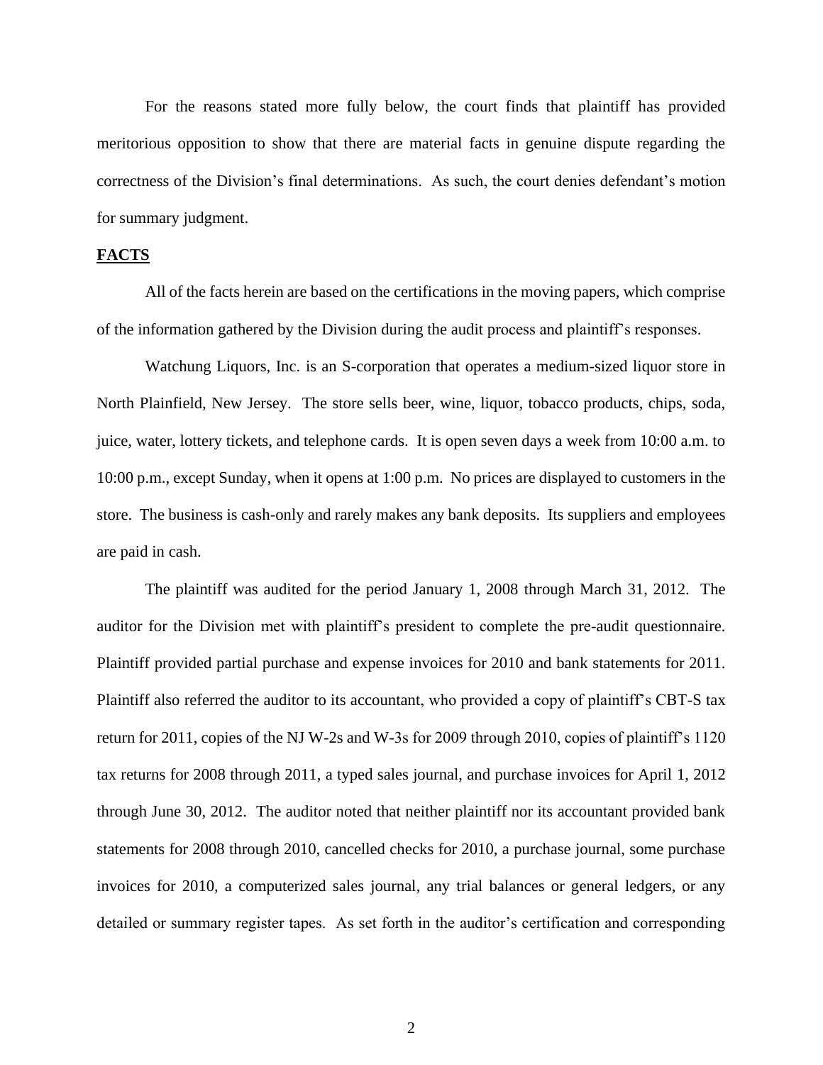For the reasons stated more fully below, the court finds that plaintiff has provided meritorious opposition to show that there are material facts in genuine dispute regarding the correctness of the Division's final determinations. As such, the court denies defendant's motion for summary judgment.

**FACTS**

All of the facts herein are based on the certifications in the moving papers, which comprise of the information gathered by the Division during the audit process and plaintiff's responses.

Watchung Liquors, Inc. is an S-corporation that operates a medium-sized liquor store in North Plainfield, New Jersey. The store sells beer, wine, liquor, tobacco products, chips, soda, juice, water, lottery tickets, and telephone cards. It is open seven days a week from 10:00 a.m. to 10:00 p.m., except Sunday, when it opens at 1:00 p.m. No prices are displayed to customers in the store. The business is cash-only and rarely makes any bank deposits. Its suppliers and employees are paid in cash.

The plaintiff was audited for the period January 1, 2008 through March 31, 2012. The auditor for the Division met with plaintiff's president to complete the pre-audit questionnaire. Plaintiff provided partial purchase and expense invoices for 2010 and bank statements for 2011. Plaintiff also referred the auditor to its accountant, who provided a copy of plaintiff's CBT-S tax return for 2011, copies of the NJ W-2s and W-3s for 2009 through 2010, copies of plaintiff's 1120 tax returns for 2008 through 2011, a typed sales journal, and purchase invoices for April 1, 2012 through June 30, 2012. The auditor noted that neither plaintiff nor its accountant provided bank statements for 2008 through 2010, cancelled checks for 2010, a purchase journal, some purchase invoices for 2010, a computerized sales journal, any trial balances or general ledgers, or any detailed or summary register tapes. As set forth in the auditor's certification and corresponding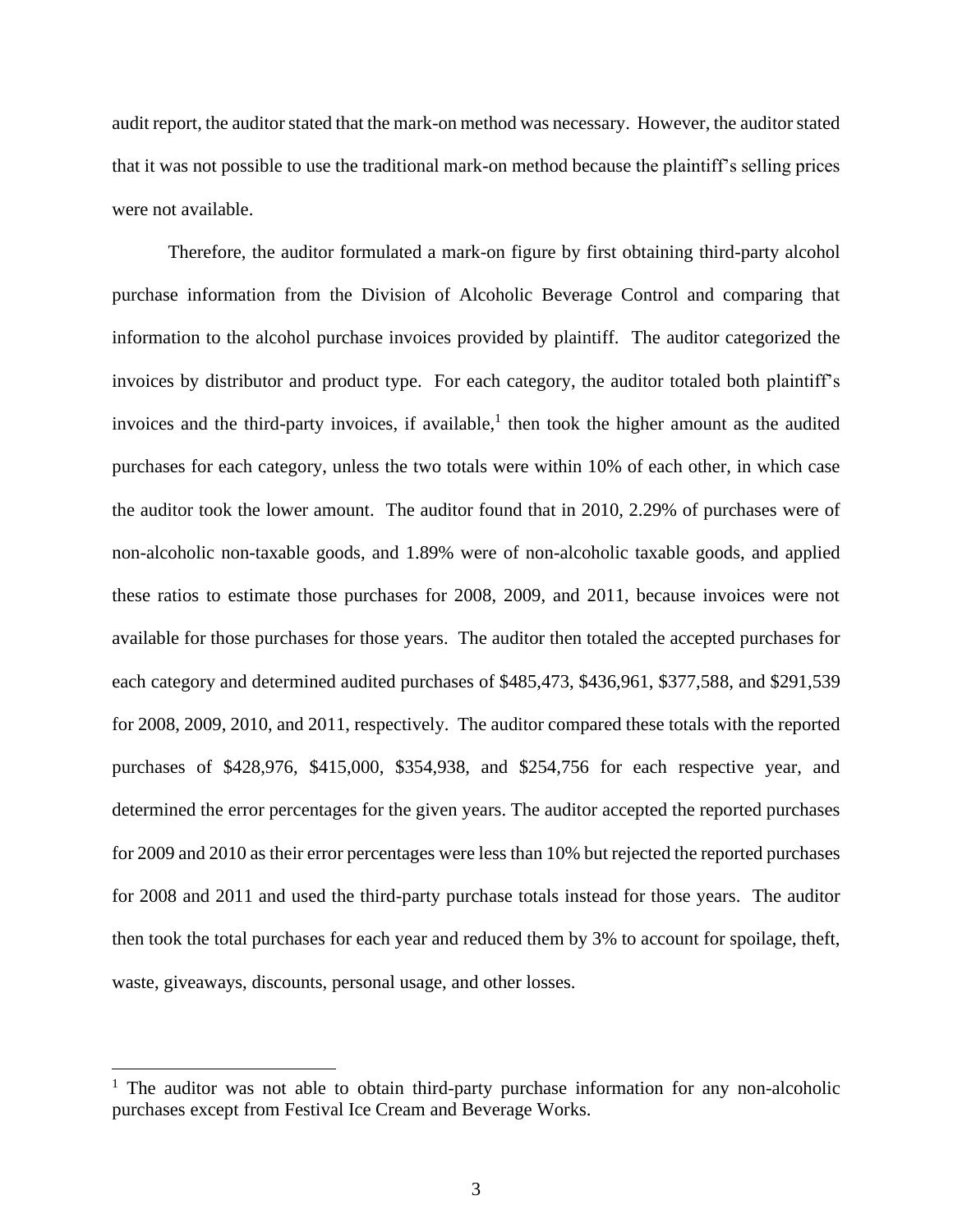audit report, the auditor stated that the mark-on method was necessary. However, the auditor stated that it was not possible to use the traditional mark-on method because the plaintiff's selling prices were not available.

Therefore, the auditor formulated a mark-on figure by first obtaining third-party alcohol purchase information from the Division of Alcoholic Beverage Control and comparing that information to the alcohol purchase invoices provided by plaintiff. The auditor categorized the invoices by distributor and product type. For each category, the auditor totaled both plaintiff's invoices and the third-party invoices, if available,[1] then took the higher amount as the audited purchases for each category, unless the two totals were within 10% of each other, in which case the auditor took the lower amount. The auditor found that in 2010, 2.29% of purchases were of non-alcoholic non-taxable goods, and 1.89% were of non-alcoholic taxable goods, and applied these ratios to estimate those purchases for 2008, 2009, and 2011, because invoices were not available for those purchases for those years. The auditor then totaled the accepted purchases for each category and determined audited purchases of $485,473, $436,961, $377,588, and $291,539 for 2008, 2009, 2010, and 2011, respectively. The auditor compared these totals with the reported purchases of $428,976, $415,000, $354,938, and $254,756 for each respective year, and determined the error percentages for the given years. The auditor accepted the reported purchases for 2009 and 2010 as their error percentages were less than 10% but rejected the reported purchases for 2008 and 2011 and used the third-party purchase totals instead for those years. The auditor then took the total purchases for each year and reduced them by 3% to account for spoilage, theft, waste, giveaways, discounts, personal usage, and other losses.

---

[1] The auditor was not able to obtain third-party purchase information for any non-alcoholic purchases except from Festival Ice Cream and Beverage Works.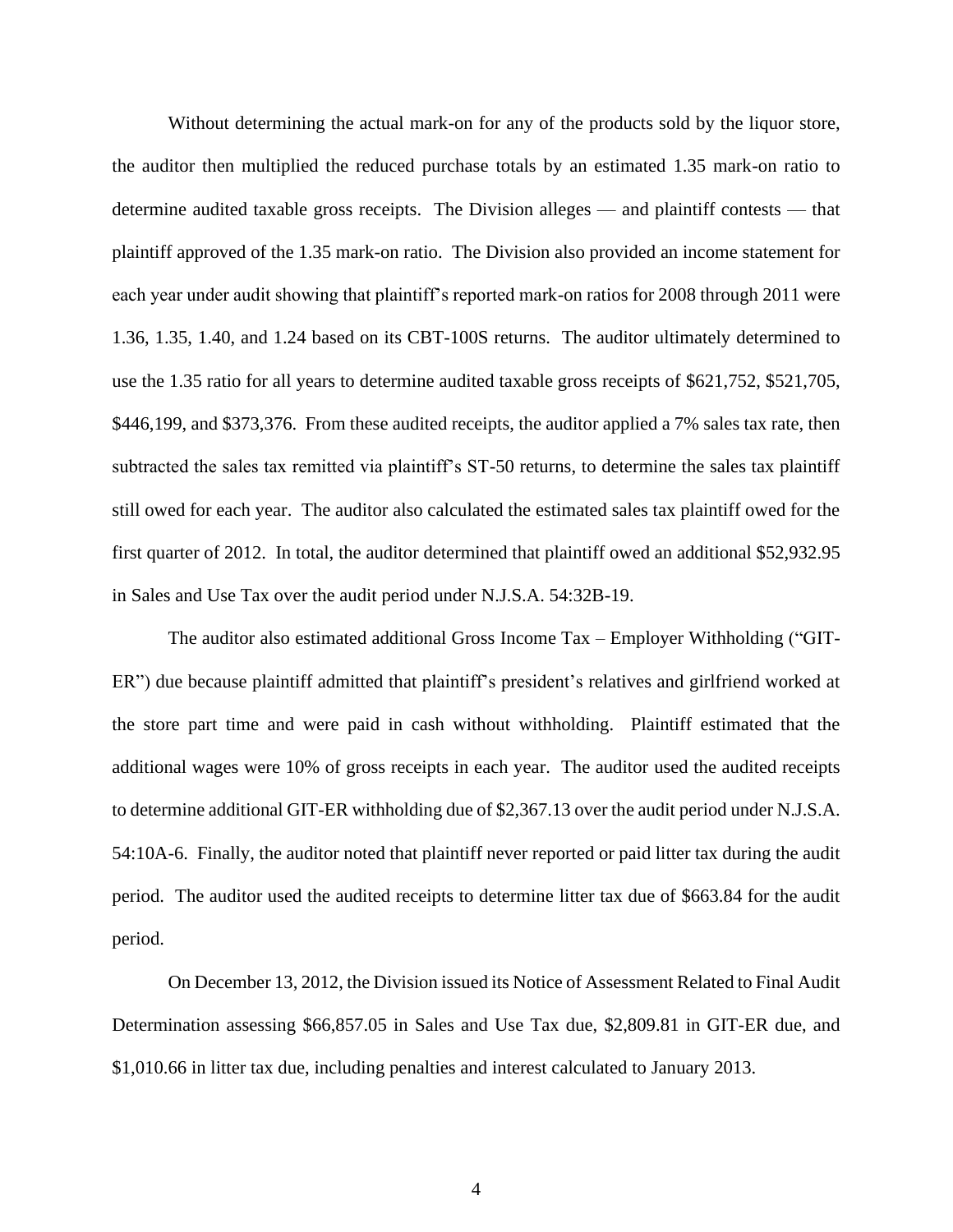Without determining the actual mark-on for any of the products sold by the liquor store, the auditor then multiplied the reduced purchase totals by an estimated 1.35 mark-on ratio to determine audited taxable gross receipts. The Division alleges — and plaintiff contests — that plaintiff approved of the 1.35 mark-on ratio. The Division also provided an income statement for each year under audit showing that plaintiff's reported mark-on ratios for 2008 through 2011 were 1.36, 1.35, 1.40, and 1.24 based on its CBT-100S returns. The auditor ultimately determined to use the 1.35 ratio for all years to determine audited taxable gross receipts of $621,752, $521,705, $446,199, and $373,376. From these audited receipts, the auditor applied a 7% sales tax rate, then subtracted the sales tax remitted via plaintiff's ST-50 returns, to determine the sales tax plaintiff still owed for each year. The auditor also calculated the estimated sales tax plaintiff owed for the first quarter of 2012. In total, the auditor determined that plaintiff owed an additional $52,932.95 in Sales and Use Tax over the audit period under N.J.S.A. 54:32B-19.

The auditor also estimated additional Gross Income Tax – Employer Withholding ("GIT-ER") due because plaintiff admitted that plaintiff's president's relatives and girlfriend worked at the store part time and were paid in cash without withholding. Plaintiff estimated that the additional wages were 10% of gross receipts in each year. The auditor used the audited receipts to determine additional GIT-ER withholding due of $2,367.13 over the audit period under N.J.S.A. 54:10A-6. Finally, the auditor noted that plaintiff never reported or paid litter tax during the audit period. The auditor used the audited receipts to determine litter tax due of $663.84 for the audit period.

On December 13, 2012, the Division issued its Notice of Assessment Related to Final Audit Determination assessing $66,857.05 in Sales and Use Tax due, $2,809.81 in GIT-ER due, and $1,010.66 in litter tax due, including penalties and interest calculated to January 2013.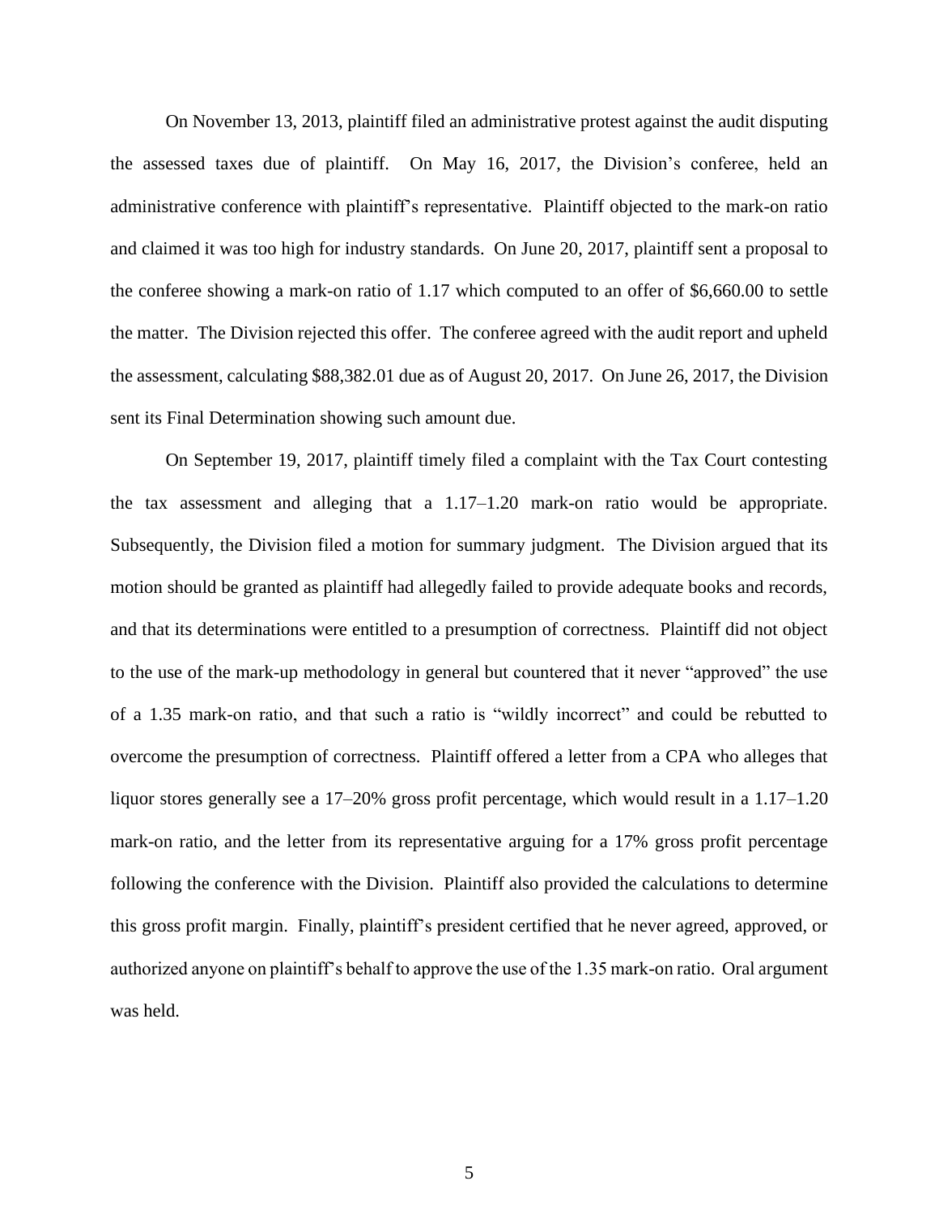On November 13, 2013, plaintiff filed an administrative protest against the audit disputing the assessed taxes due of plaintiff. On May 16, 2017, the Division's conferee, held an administrative conference with plaintiff's representative. Plaintiff objected to the mark-on ratio and claimed it was too high for industry standards. On June 20, 2017, plaintiff sent a proposal to the conferee showing a mark-on ratio of 1.17 which computed to an offer of $6,660.00 to settle the matter. The Division rejected this offer. The conferee agreed with the audit report and upheld the assessment, calculating $88,382.01 due as of August 20, 2017. On June 26, 2017, the Division sent its Final Determination showing such amount due.

On September 19, 2017, plaintiff timely filed a complaint with the Tax Court contesting the tax assessment and alleging that a 1.17–1.20 mark-on ratio would be appropriate. Subsequently, the Division filed a motion for summary judgment. The Division argued that its motion should be granted as plaintiff had allegedly failed to provide adequate books and records, and that its determinations were entitled to a presumption of correctness. Plaintiff did not object to the use of the mark-up methodology in general but countered that it never "approved" the use of a 1.35 mark-on ratio, and that such a ratio is "wildly incorrect" and could be rebutted to overcome the presumption of correctness. Plaintiff offered a letter from a CPA who alleges that liquor stores generally see a 17–20% gross profit percentage, which would result in a 1.17–1.20 mark-on ratio, and the letter from its representative arguing for a 17% gross profit percentage following the conference with the Division. Plaintiff also provided the calculations to determine this gross profit margin. Finally, plaintiff's president certified that he never agreed, approved, or authorized anyone on plaintiff's behalf to approve the use of the 1.35 mark-on ratio. Oral argument was held.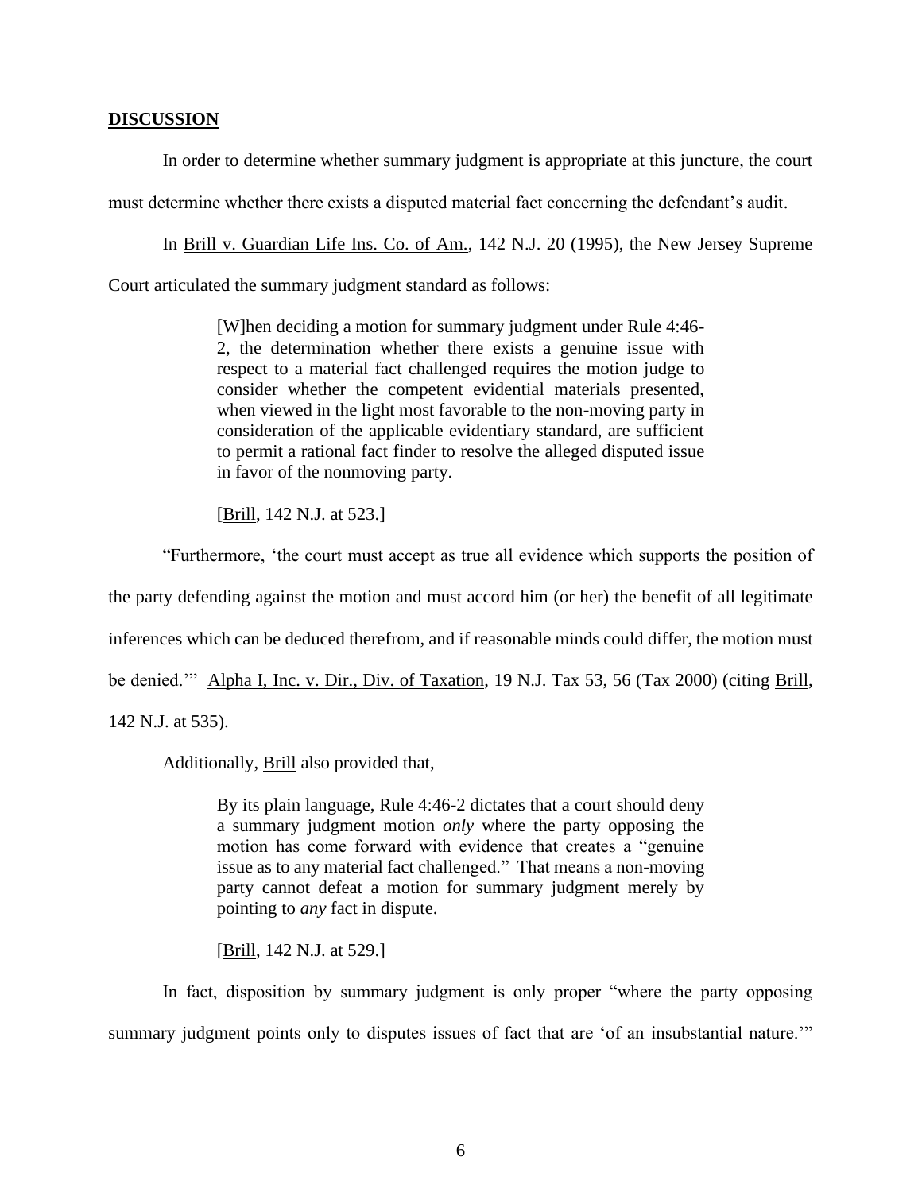**DISCUSSION**

In order to determine whether summary judgment is appropriate at this juncture, the court must determine whether there exists a disputed material fact concerning the defendant's audit.

In Brill v. Guardian Life Ins. Co. of Am., 142 N.J. 20 (1995), the New Jersey Supreme Court articulated the summary judgment standard as follows:

> [W]hen deciding a motion for summary judgment under Rule 4:46-2, the determination whether there exists a genuine issue with respect to a material fact challenged requires the motion judge to consider whether the competent evidential materials presented, when viewed in the light most favorable to the non-moving party in consideration of the applicable evidentiary standard, are sufficient to permit a rational fact finder to resolve the alleged disputed issue in favor of the nonmoving party.
>
> [Brill, 142 N.J. at 523.]

"Furthermore, 'the court must accept as true all evidence which supports the position of the party defending against the motion and must accord him (or her) the benefit of all legitimate inferences which can be deduced therefrom, and if reasonable minds could differ, the motion must be denied.'" Alpha I, Inc. v. Dir., Div. of Taxation, 19 N.J. Tax 53, 56 (Tax 2000) (citing Brill, 142 N.J. at 535).

Additionally, Brill also provided that,

> By its plain language, Rule 4:46-2 dictates that a court should deny a summary judgment motion *only* where the party opposing the motion has come forward with evidence that creates a "genuine issue as to any material fact challenged." That means a non-moving party cannot defeat a motion for summary judgment merely by pointing to *any* fact in dispute.
>
> [Brill, 142 N.J. at 529.]

In fact, disposition by summary judgment is only proper "where the party opposing summary judgment points only to disputes issues of fact that are 'of an insubstantial nature.'"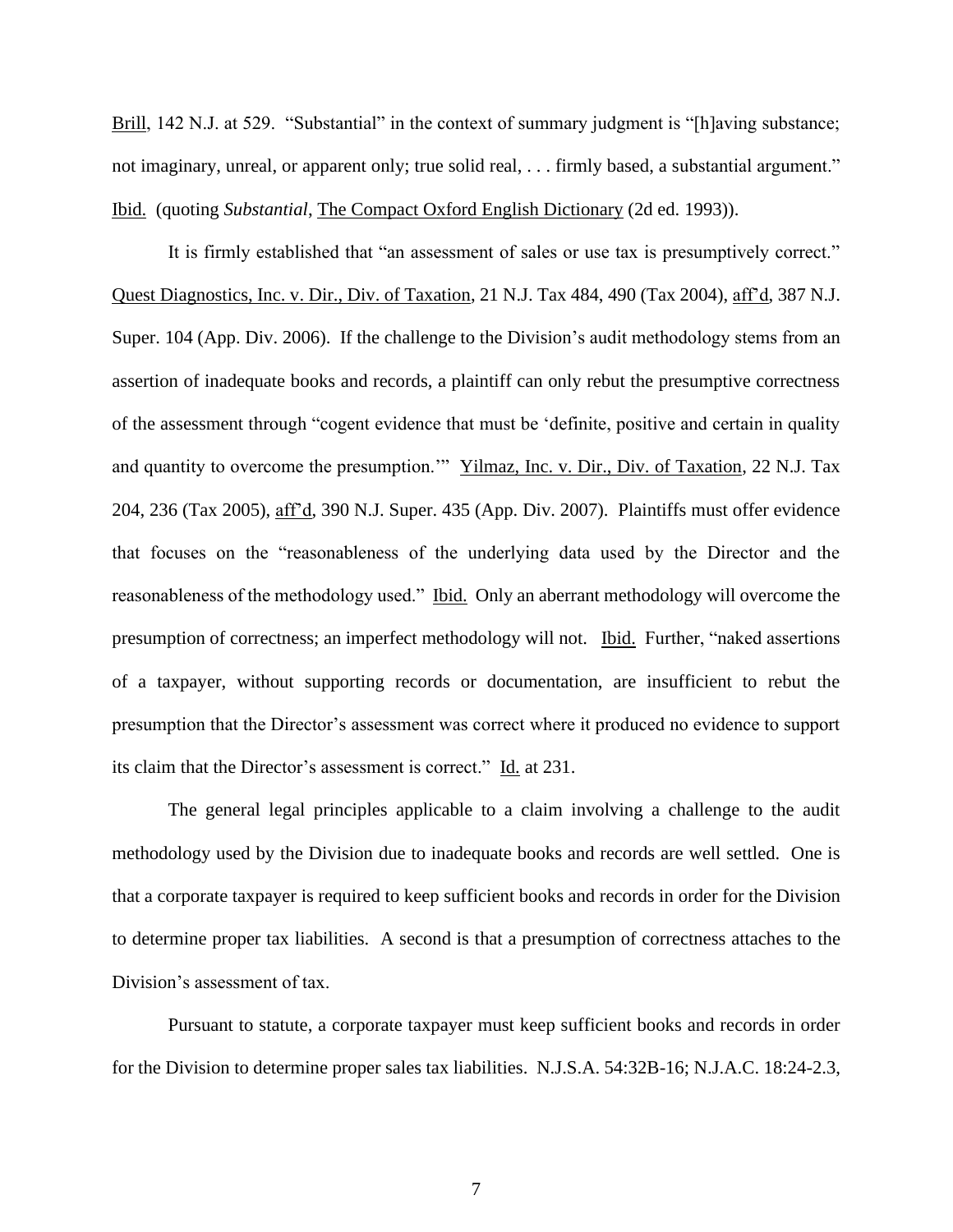Brill, 142 N.J. at 529. "Substantial" in the context of summary judgment is "[h]aving substance; not imaginary, unreal, or apparent only; true solid real, . . . firmly based, a substantial argument." Ibid. (quoting *Substantial*, The Compact Oxford English Dictionary (2d ed. 1993)).

It is firmly established that "an assessment of sales or use tax is presumptively correct." Quest Diagnostics, Inc. v. Dir., Div. of Taxation, 21 N.J. Tax 484, 490 (Tax 2004), aff'd, 387 N.J. Super. 104 (App. Div. 2006). If the challenge to the Division's audit methodology stems from an assertion of inadequate books and records, a plaintiff can only rebut the presumptive correctness of the assessment through "cogent evidence that must be 'definite, positive and certain in quality and quantity to overcome the presumption.'" Yilmaz, Inc. v. Dir., Div. of Taxation, 22 N.J. Tax 204, 236 (Tax 2005), aff'd, 390 N.J. Super. 435 (App. Div. 2007). Plaintiffs must offer evidence that focuses on the "reasonableness of the underlying data used by the Director and the reasonableness of the methodology used." Ibid. Only an aberrant methodology will overcome the presumption of correctness; an imperfect methodology will not. Ibid. Further, "naked assertions of a taxpayer, without supporting records or documentation, are insufficient to rebut the presumption that the Director's assessment was correct where it produced no evidence to support its claim that the Director's assessment is correct." Id. at 231.

The general legal principles applicable to a claim involving a challenge to the audit methodology used by the Division due to inadequate books and records are well settled. One is that a corporate taxpayer is required to keep sufficient books and records in order for the Division to determine proper tax liabilities. A second is that a presumption of correctness attaches to the Division's assessment of tax.

Pursuant to statute, a corporate taxpayer must keep sufficient books and records in order for the Division to determine proper sales tax liabilities. N.J.S.A. 54:32B-16; N.J.A.C. 18:24-2.3,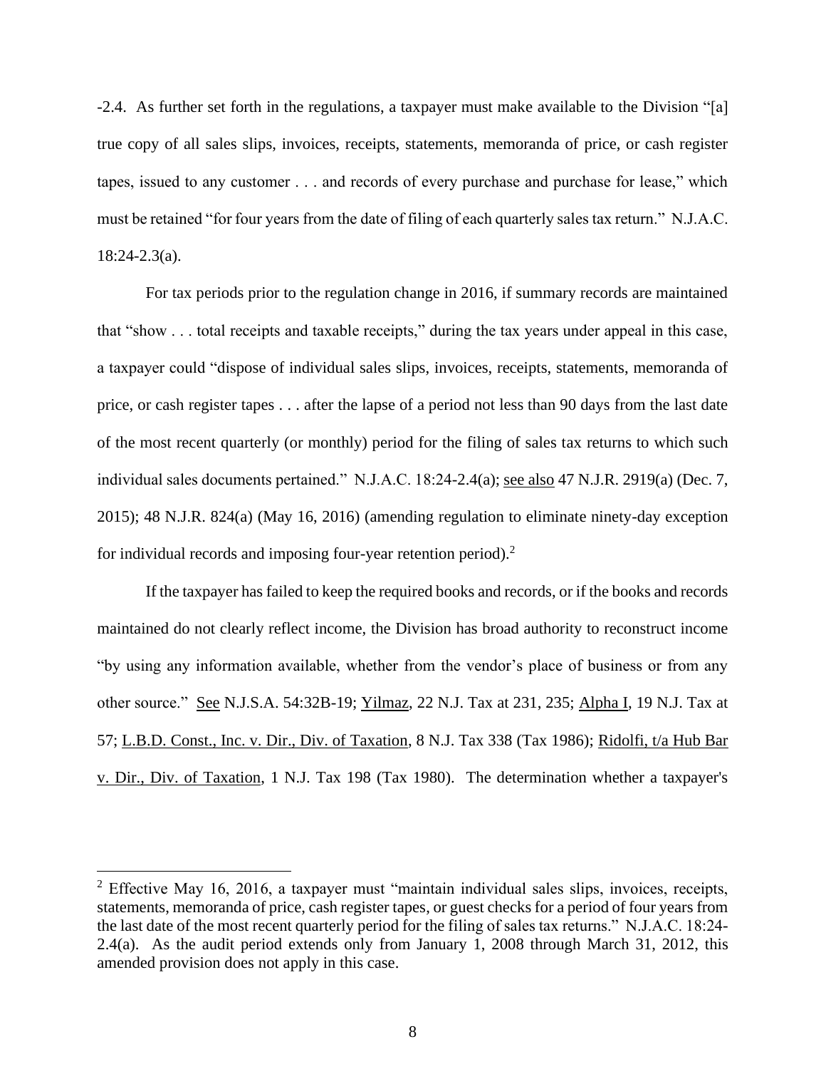-2.4. As further set forth in the regulations, a taxpayer must make available to the Division "[a] true copy of all sales slips, invoices, receipts, statements, memoranda of price, or cash register tapes, issued to any customer . . . and records of every purchase and purchase for lease," which must be retained "for four years from the date of filing of each quarterly sales tax return." N.J.A.C. 18:24-2.3(a).

For tax periods prior to the regulation change in 2016, if summary records are maintained that "show . . . total receipts and taxable receipts," during the tax years under appeal in this case, a taxpayer could "dispose of individual sales slips, invoices, receipts, statements, memoranda of price, or cash register tapes . . . after the lapse of a period not less than 90 days from the last date of the most recent quarterly (or monthly) period for the filing of sales tax returns to which such individual sales documents pertained." N.J.A.C. 18:24-2.4(a); see also 47 N.J.R. 2919(a) (Dec. 7, 2015); 48 N.J.R. 824(a) (May 16, 2016) (amending regulation to eliminate ninety-day exception for individual records and imposing four-year retention period).[2]

If the taxpayer has failed to keep the required books and records, or if the books and records maintained do not clearly reflect income, the Division has broad authority to reconstruct income "by using any information available, whether from the vendor's place of business or from any other source." See N.J.S.A. 54:32B-19; Yilmaz, 22 N.J. Tax at 231, 235; Alpha I, 19 N.J. Tax at 57; L.B.D. Const., Inc. v. Dir., Div. of Taxation, 8 N.J. Tax 338 (Tax 1986); Ridolfi, t/a Hub Bar v. Dir., Div. of Taxation, 1 N.J. Tax 198 (Tax 1980). The determination whether a taxpayer's

[2] Effective May 16, 2016, a taxpayer must "maintain individual sales slips, invoices, receipts, statements, memoranda of price, cash register tapes, or guest checks for a period of four years from the last date of the most recent quarterly period for the filing of sales tax returns." N.J.A.C. 18:24-2.4(a). As the audit period extends only from January 1, 2008 through March 31, 2012, this amended provision does not apply in this case.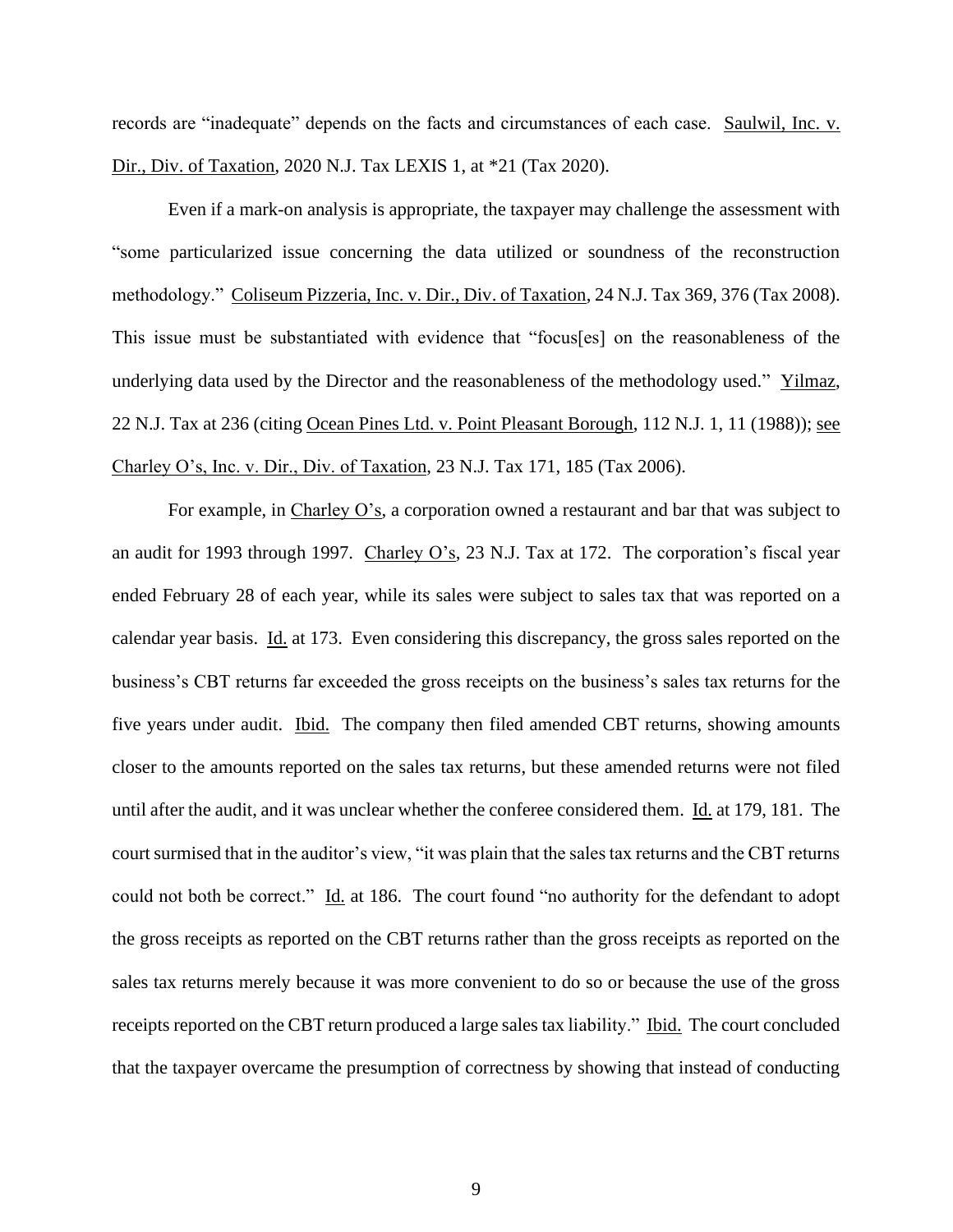records are "inadequate" depends on the facts and circumstances of each case. Saulwil, Inc. v. Dir., Div. of Taxation, 2020 N.J. Tax LEXIS 1, at *21 (Tax 2020).

Even if a mark-on analysis is appropriate, the taxpayer may challenge the assessment with "some particularized issue concerning the data utilized or soundness of the reconstruction methodology." Coliseum Pizzeria, Inc. v. Dir., Div. of Taxation, 24 N.J. Tax 369, 376 (Tax 2008). This issue must be substantiated with evidence that "focus[es] on the reasonableness of the underlying data used by the Director and the reasonableness of the methodology used." Yilmaz, 22 N.J. Tax at 236 (citing Ocean Pines Ltd. v. Point Pleasant Borough, 112 N.J. 1, 11 (1988)); see Charley O's, Inc. v. Dir., Div. of Taxation, 23 N.J. Tax 171, 185 (Tax 2006).

For example, in Charley O's, a corporation owned a restaurant and bar that was subject to an audit for 1993 through 1997. Charley O's, 23 N.J. Tax at 172. The corporation's fiscal year ended February 28 of each year, while its sales were subject to sales tax that was reported on a calendar year basis. Id. at 173. Even considering this discrepancy, the gross sales reported on the business's CBT returns far exceeded the gross receipts on the business's sales tax returns for the five years under audit. Ibid. The company then filed amended CBT returns, showing amounts closer to the amounts reported on the sales tax returns, but these amended returns were not filed until after the audit, and it was unclear whether the conferee considered them. Id. at 179, 181. The court surmised that in the auditor's view, "it was plain that the sales tax returns and the CBT returns could not both be correct." Id. at 186. The court found "no authority for the defendant to adopt the gross receipts as reported on the CBT returns rather than the gross receipts as reported on the sales tax returns merely because it was more convenient to do so or because the use of the gross receipts reported on the CBT return produced a large sales tax liability." Ibid. The court concluded that the taxpayer overcame the presumption of correctness by showing that instead of conducting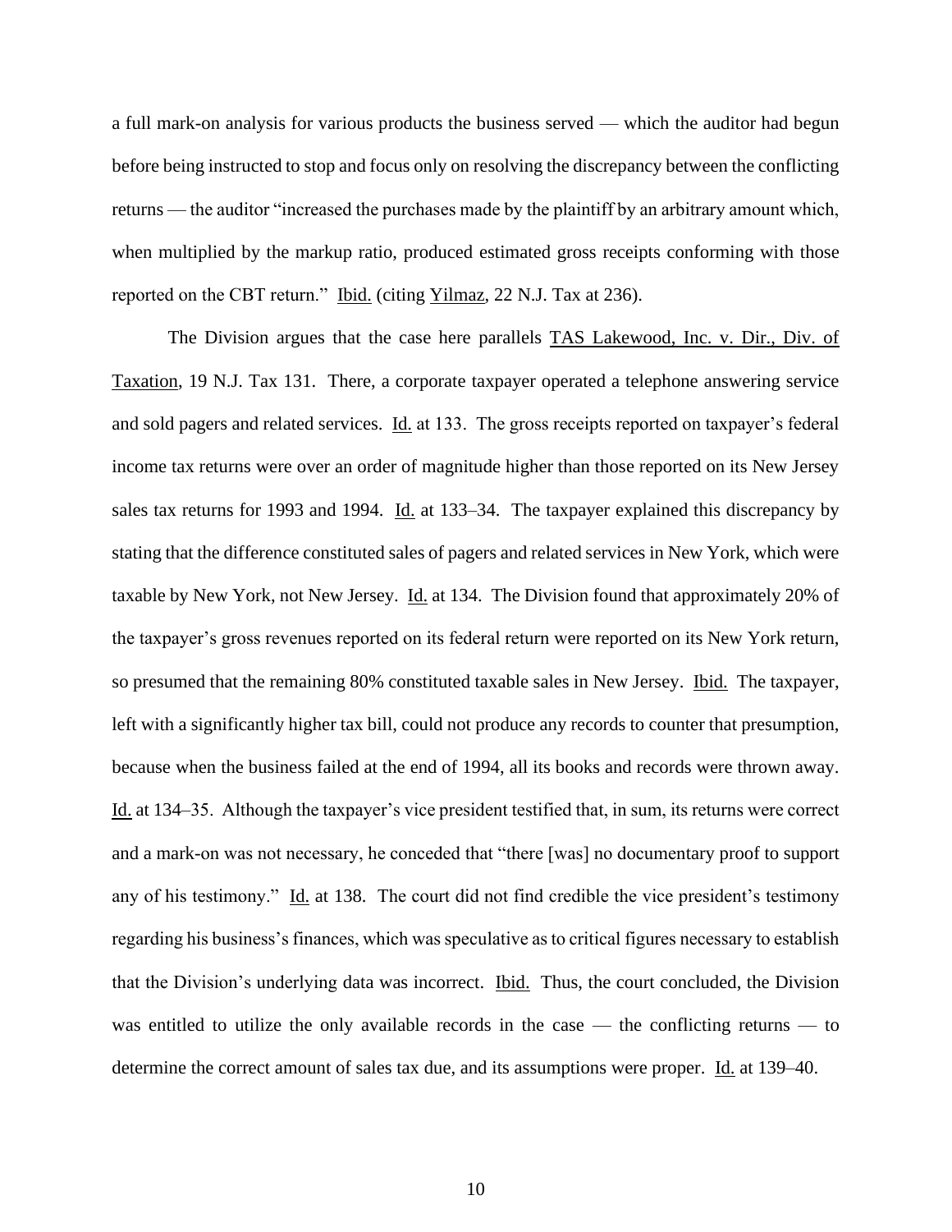a full mark-on analysis for various products the business served — which the auditor had begun before being instructed to stop and focus only on resolving the discrepancy between the conflicting returns — the auditor "increased the purchases made by the plaintiff by an arbitrary amount which, when multiplied by the markup ratio, produced estimated gross receipts conforming with those reported on the CBT return." Ibid. (citing Yilmaz, 22 N.J. Tax at 236).

The Division argues that the case here parallels TAS Lakewood, Inc. v. Dir., Div. of Taxation, 19 N.J. Tax 131. There, a corporate taxpayer operated a telephone answering service and sold pagers and related services. Id. at 133. The gross receipts reported on taxpayer's federal income tax returns were over an order of magnitude higher than those reported on its New Jersey sales tax returns for 1993 and 1994. Id. at 133–34. The taxpayer explained this discrepancy by stating that the difference constituted sales of pagers and related services in New York, which were taxable by New York, not New Jersey. Id. at 134. The Division found that approximately 20% of the taxpayer's gross revenues reported on its federal return were reported on its New York return, so presumed that the remaining 80% constituted taxable sales in New Jersey. Ibid. The taxpayer, left with a significantly higher tax bill, could not produce any records to counter that presumption, because when the business failed at the end of 1994, all its books and records were thrown away. Id. at 134–35. Although the taxpayer's vice president testified that, in sum, its returns were correct and a mark-on was not necessary, he conceded that "there [was] no documentary proof to support any of his testimony." Id. at 138. The court did not find credible the vice president's testimony regarding his business's finances, which was speculative as to critical figures necessary to establish that the Division's underlying data was incorrect. Ibid. Thus, the court concluded, the Division was entitled to utilize the only available records in the case — the conflicting returns — to determine the correct amount of sales tax due, and its assumptions were proper. Id. at 139–40.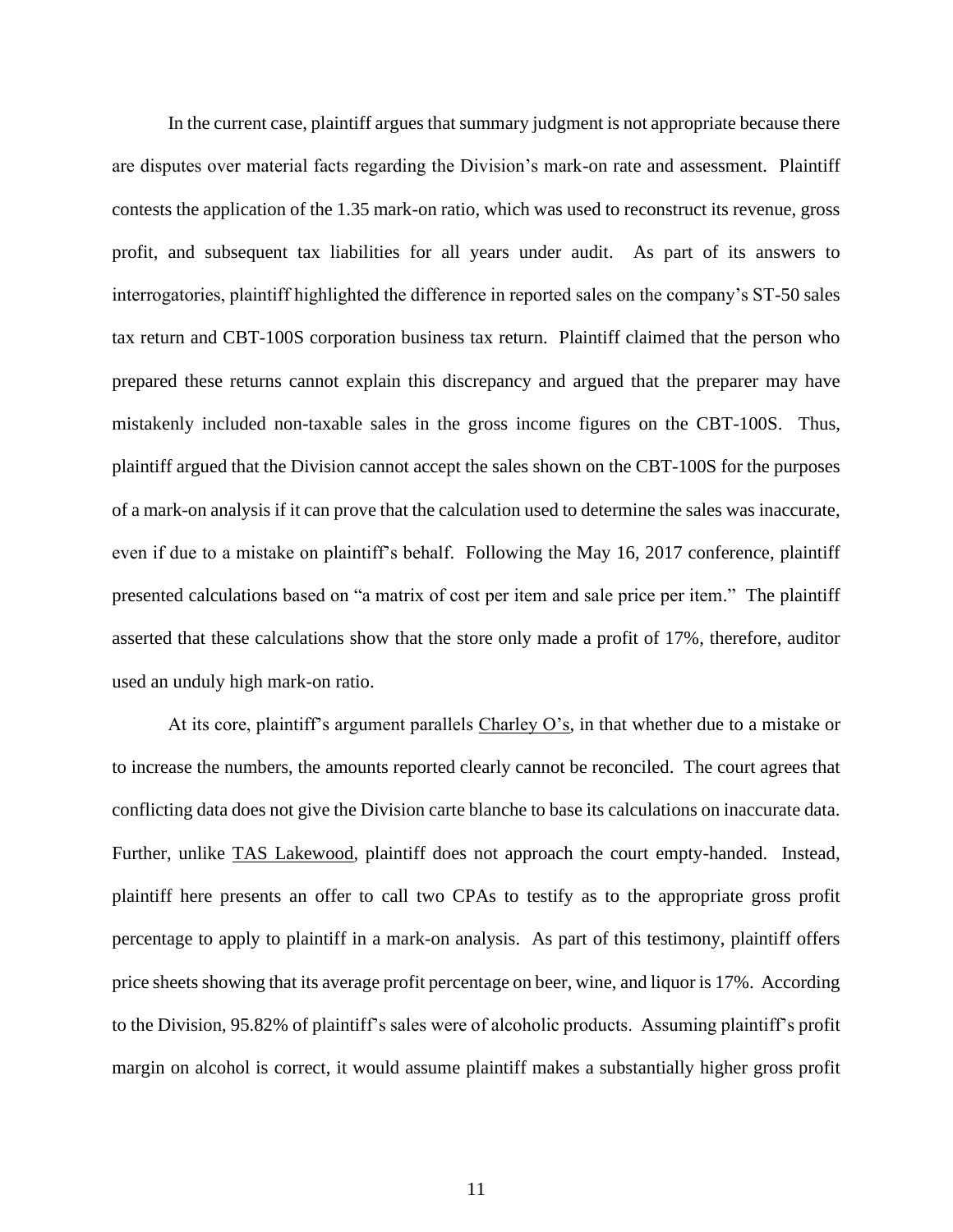In the current case, plaintiff argues that summary judgment is not appropriate because there are disputes over material facts regarding the Division's mark-on rate and assessment. Plaintiff contests the application of the 1.35 mark-on ratio, which was used to reconstruct its revenue, gross profit, and subsequent tax liabilities for all years under audit. As part of its answers to interrogatories, plaintiff highlighted the difference in reported sales on the company's ST-50 sales tax return and CBT-100S corporation business tax return. Plaintiff claimed that the person who prepared these returns cannot explain this discrepancy and argued that the preparer may have mistakenly included non-taxable sales in the gross income figures on the CBT-100S. Thus, plaintiff argued that the Division cannot accept the sales shown on the CBT-100S for the purposes of a mark-on analysis if it can prove that the calculation used to determine the sales was inaccurate, even if due to a mistake on plaintiff's behalf. Following the May 16, 2017 conference, plaintiff presented calculations based on "a matrix of cost per item and sale price per item." The plaintiff asserted that these calculations show that the store only made a profit of 17%, therefore, auditor used an unduly high mark-on ratio.

At its core, plaintiff's argument parallels Charley O's, in that whether due to a mistake or to increase the numbers, the amounts reported clearly cannot be reconciled. The court agrees that conflicting data does not give the Division carte blanche to base its calculations on inaccurate data. Further, unlike TAS Lakewood, plaintiff does not approach the court empty-handed. Instead, plaintiff here presents an offer to call two CPAs to testify as to the appropriate gross profit percentage to apply to plaintiff in a mark-on analysis. As part of this testimony, plaintiff offers price sheets showing that its average profit percentage on beer, wine, and liquor is 17%. According to the Division, 95.82% of plaintiff's sales were of alcoholic products. Assuming plaintiff's profit margin on alcohol is correct, it would assume plaintiff makes a substantially higher gross profit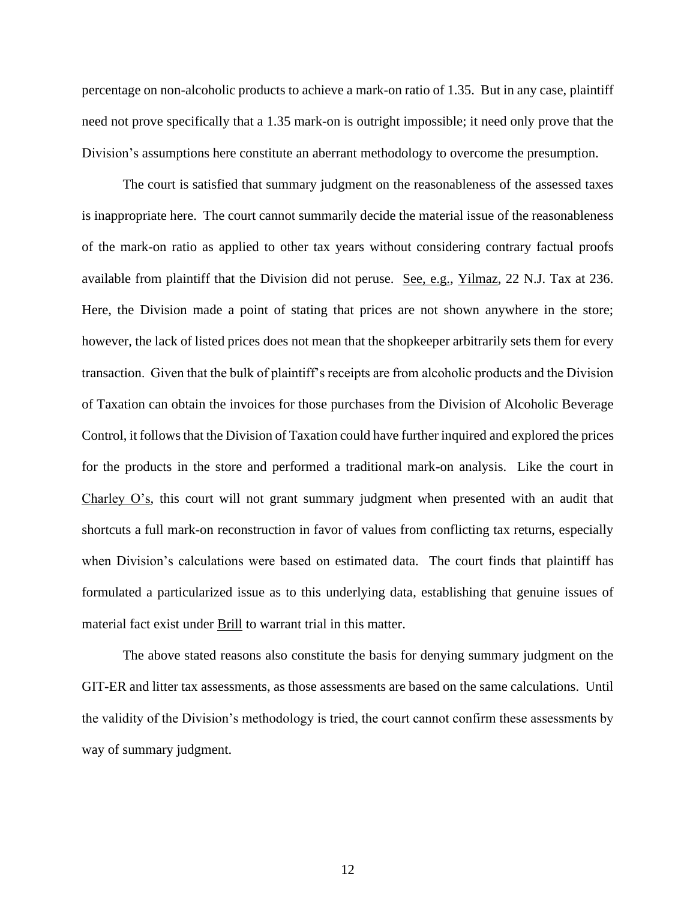percentage on non-alcoholic products to achieve a mark-on ratio of 1.35. But in any case, plaintiff need not prove specifically that a 1.35 mark-on is outright impossible; it need only prove that the Division's assumptions here constitute an aberrant methodology to overcome the presumption.

The court is satisfied that summary judgment on the reasonableness of the assessed taxes is inappropriate here. The court cannot summarily decide the material issue of the reasonableness of the mark-on ratio as applied to other tax years without considering contrary factual proofs available from plaintiff that the Division did not peruse. See, e.g., Yilmaz, 22 N.J. Tax at 236. Here, the Division made a point of stating that prices are not shown anywhere in the store; however, the lack of listed prices does not mean that the shopkeeper arbitrarily sets them for every transaction. Given that the bulk of plaintiff's receipts are from alcoholic products and the Division of Taxation can obtain the invoices for those purchases from the Division of Alcoholic Beverage Control, it follows that the Division of Taxation could have further inquired and explored the prices for the products in the store and performed a traditional mark-on analysis. Like the court in Charley O's, this court will not grant summary judgment when presented with an audit that shortcuts a full mark-on reconstruction in favor of values from conflicting tax returns, especially when Division's calculations were based on estimated data. The court finds that plaintiff has formulated a particularized issue as to this underlying data, establishing that genuine issues of material fact exist under Brill to warrant trial in this matter.

The above stated reasons also constitute the basis for denying summary judgment on the GIT-ER and litter tax assessments, as those assessments are based on the same calculations. Until the validity of the Division's methodology is tried, the court cannot confirm these assessments by way of summary judgment.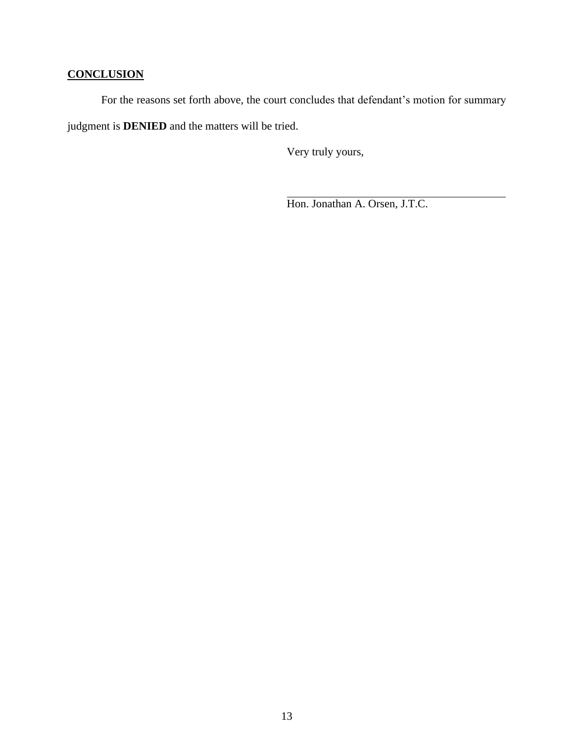**<u>CONCLUSION</u>**

For the reasons set forth above, the court concludes that defendant's motion for summary judgment is **DENIED** and the matters will be tried.

Very truly yours,

Hon. Jonathan A. Orsen, J.T.C.